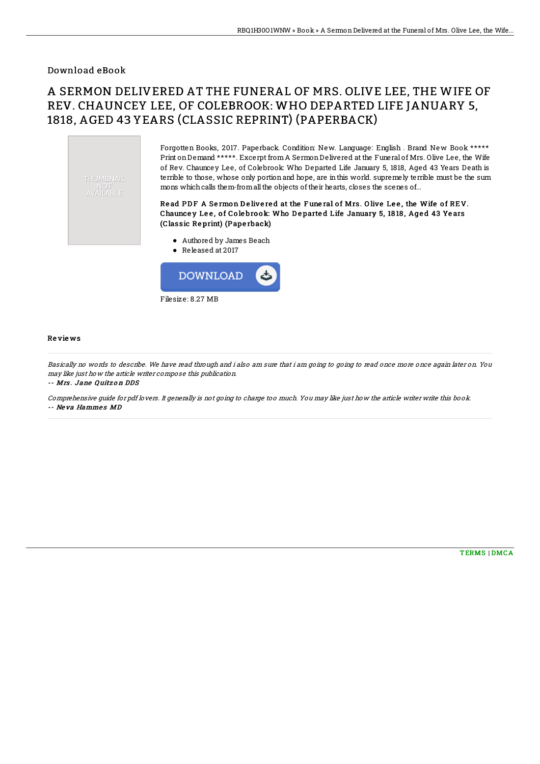Download eBook

# A SERMON DELIVERED AT THE FUNERAL OF MRS. OLIVE LEE, THE WIFE OF REV. CHAUNCEY LEE, OF COLEBROOK: WHO DEPARTED LIFE JANUARY 5, 1818, AGED 43 YEARS (CLASSIC REPRINT) (PAPERBACK)

THUMBNAIL NOT AVAILABLE

Forgotten Books, 2017. Paperback. Condition: New. Language: English . Brand New Book ***** Print on Demand *****. Excerpt from A Sermon Delivered at the Funeral of Mrs. Olive Lee, the Wife of Rev. Chauncey Lee, of Colebrook: Who Departed Life January 5, 1818, Aged 43 Years Death is terrible to those, whose only portion and hope, are in this world. supremely terrible must be the sum mons which calls them-from all the objects of their hearts, closes the scenes of...

**Read PDF A Sermon Delivered at the Funeral of Mrs. Olive Lee, the Wife of REV. Chauncey Lee, of Colebrook: Who Departed Life January 5, 1818, Aged 43 Years (Classic Reprint) (Paperback)**

- Authored by James Beach
- Released at 2017

DOWNLOAD

Filesize: 8.27 MB

## Reviews

*Basically no words to describe. We have read through and i also am sure that i am going to going to read once more once again later on. You may like just how the article writer compose this publication.*

*-- Mrs. Jane Quitzon DDS*

*Comprehensive guide for pdf lovers. It generally is not going to charge too much. You may like just how the article writer write this book.*

*-- Neva Hammes MD*

TERMS | DMCA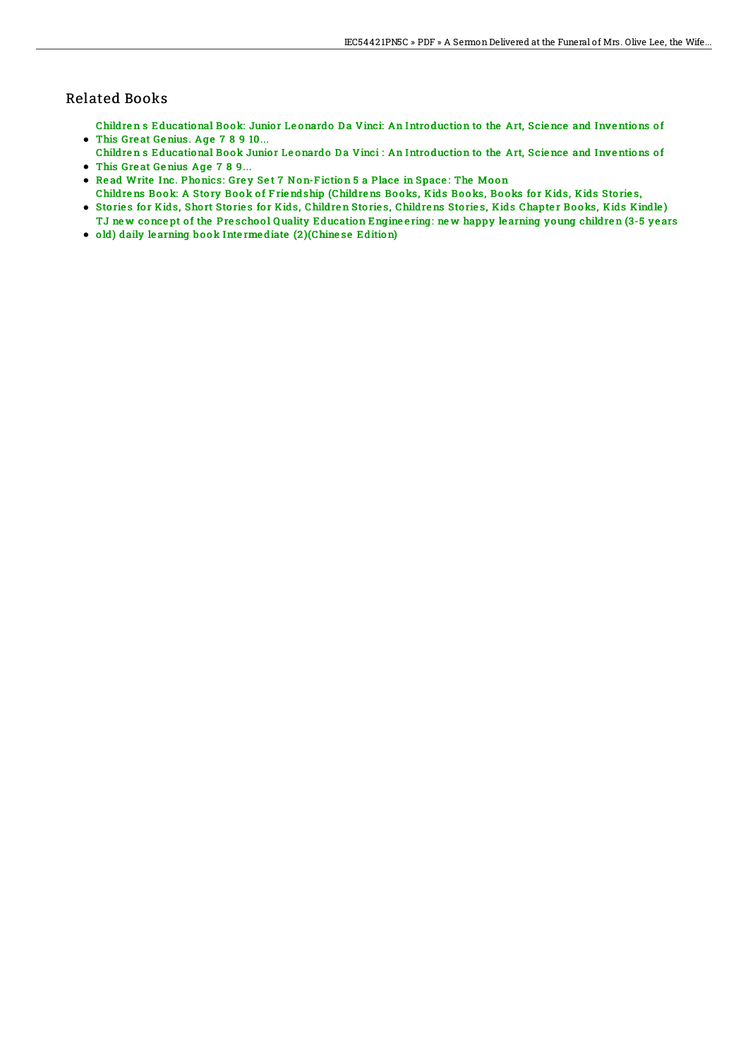## Related Books

- Children s Educational Book: Junior Leonardo Da Vinci: An Introduction to the Art, Science and Inventions of This Great Genius. Age 7 8 9 10...
- Children s Educational Book Junior Leonardo Da Vinci : An Introduction to the Art, Science and Inventions of This Great Genius Age 7 8 9...
- Read Write Inc. Phonics: Grey Set 7 Non-Fiction 5 a Place in Space: The Moon
- Childrens Book: A Story Book of Friendship (Childrens Books, Kids Books, Books for Kids, Kids Stories, Stories for Kids, Short Stories for Kids, Children Stories, Childrens Stories, Kids Chapter Books, Kids Kindle)
- TJ new concept of the Preschool Quality Education Engineering: new happy learning young children (3-5 years old) daily learning book Intermediate (2)(Chinese Edition)